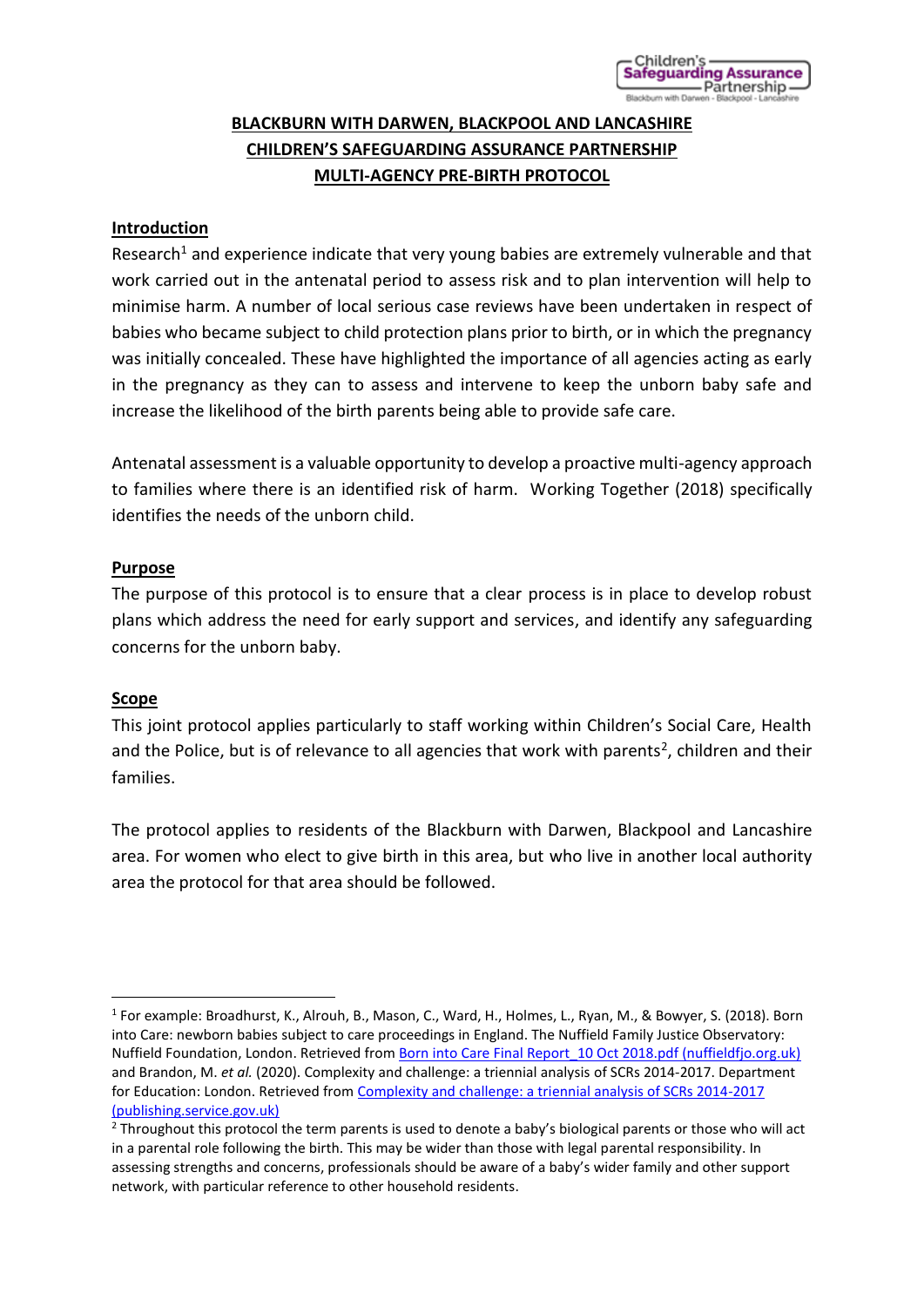# BLACKBURN WITH DARWEN, BLACKPOOL AND LANCASHIRE CHILDREN'S SAFEGUARDING ASSURANCE PARTNERSHIP MULTI-AGENCY PRE-BIRTH PROTOCOL

## Introduction

Research[1] and experience indicate that very young babies are extremely vulnerable and that work carried out in the antenatal period to assess risk and to plan intervention will help to minimise harm. A number of local serious case reviews have been undertaken in respect of babies who became subject to child protection plans prior to birth, or in which the pregnancy was initially concealed. These have highlighted the importance of all agencies acting as early in the pregnancy as they can to assess and intervene to keep the unborn baby safe and increase the likelihood of the birth parents being able to provide safe care.

Antenatal assessment is a valuable opportunity to develop a proactive multi-agency approach to families where there is an identified risk of harm. Working Together (2018) specifically identifies the needs of the unborn child.

## Purpose

The purpose of this protocol is to ensure that a clear process is in place to develop robust plans which address the need for early support and services, and identify any safeguarding concerns for the unborn baby.

## Scope

This joint protocol applies particularly to staff working within Children's Social Care, Health and the Police, but is of relevance to all agencies that work with parents[2], children and their families.

The protocol applies to residents of the Blackburn with Darwen, Blackpool and Lancashire area. For women who elect to give birth in this area, but who live in another local authority area the protocol for that area should be followed.

---

[1] For example: Broadhurst, K., Alrouh, B., Mason, C., Ward, H., Holmes, L., Ryan, M., & Bowyer, S. (2018). Born into Care: newborn babies subject to care proceedings in England. The Nuffield Family Justice Observatory: Nuffield Foundation, London. Retrieved from Born into Care Final Report_10 Oct 2018.pdf (nuffieldfjo.org.uk) and Brandon, M. *et al.* (2020). Complexity and challenge: a triennial analysis of SCRs 2014-2017. Department for Education: London. Retrieved from Complexity and challenge: a triennial analysis of SCRs 2014-2017 (publishing.service.gov.uk)

[2] Throughout this protocol the term parents is used to denote a baby's biological parents or those who will act in a parental role following the birth. This may be wider than those with legal parental responsibility. In assessing strengths and concerns, professionals should be aware of a baby's wider family and other support network, with particular reference to other household residents.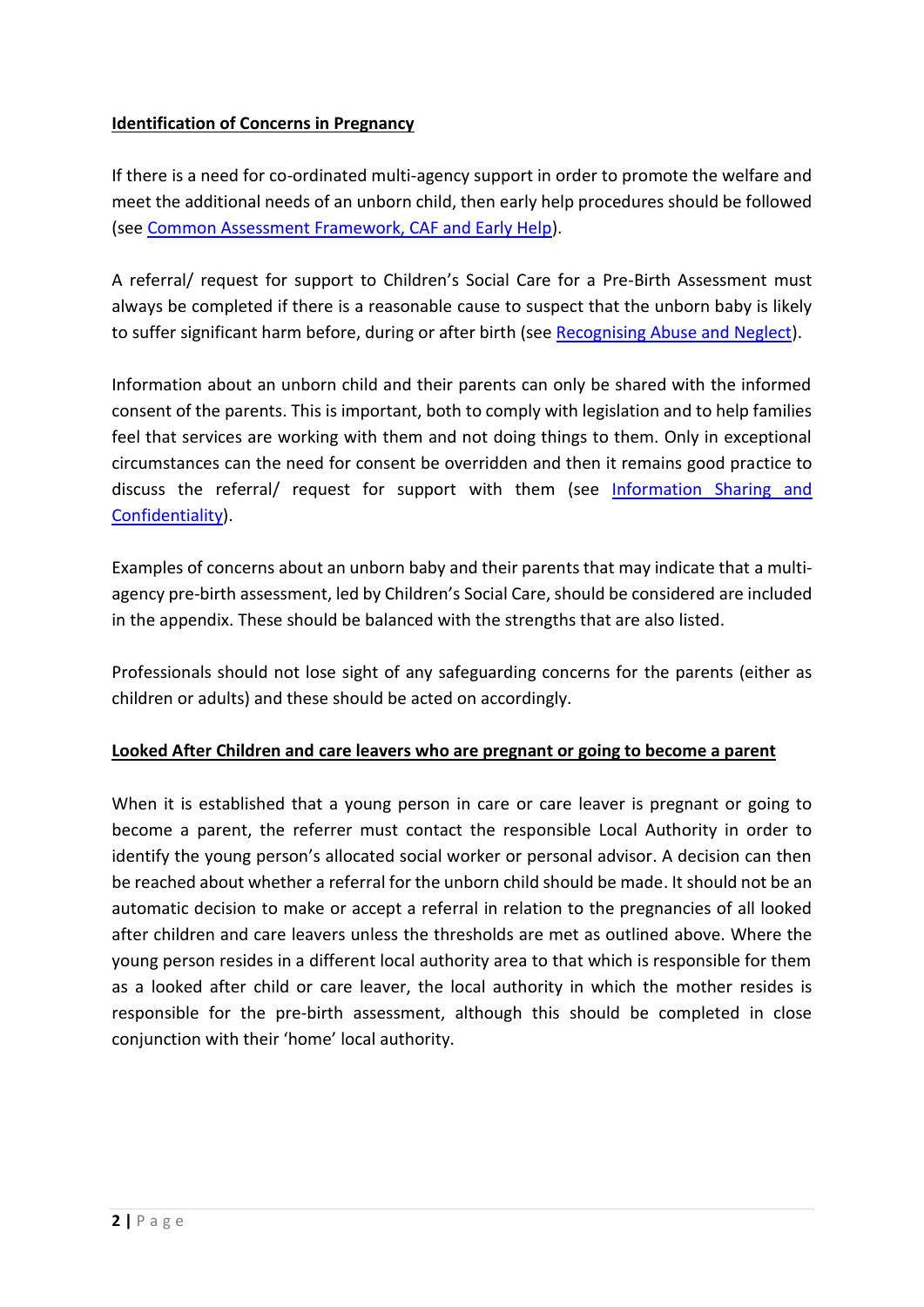**Identification of Concerns in Pregnancy**

If there is a need for co-ordinated multi-agency support in order to promote the welfare and meet the additional needs of an unborn child, then early help procedures should be followed (see Common Assessment Framework, CAF and Early Help).

A referral/ request for support to Children's Social Care for a Pre-Birth Assessment must always be completed if there is a reasonable cause to suspect that the unborn baby is likely to suffer significant harm before, during or after birth (see Recognising Abuse and Neglect).

Information about an unborn child and their parents can only be shared with the informed consent of the parents. This is important, both to comply with legislation and to help families feel that services are working with them and not doing things to them. Only in exceptional circumstances can the need for consent be overridden and then it remains good practice to discuss the referral/ request for support with them (see Information Sharing and Confidentiality).

Examples of concerns about an unborn baby and their parents that may indicate that a multi-agency pre-birth assessment, led by Children's Social Care, should be considered are included in the appendix. These should be balanced with the strengths that are also listed.

Professionals should not lose sight of any safeguarding concerns for the parents (either as children or adults) and these should be acted on accordingly.

**Looked After Children and care leavers who are pregnant or going to become a parent**

When it is established that a young person in care or care leaver is pregnant or going to become a parent, the referrer must contact the responsible Local Authority in order to identify the young person's allocated social worker or personal advisor. A decision can then be reached about whether a referral for the unborn child should be made. It should not be an automatic decision to make or accept a referral in relation to the pregnancies of all looked after children and care leavers unless the thresholds are met as outlined above. Where the young person resides in a different local authority area to that which is responsible for them as a looked after child or care leaver, the local authority in which the mother resides is responsible for the pre-birth assessment, although this should be completed in close conjunction with their 'home' local authority.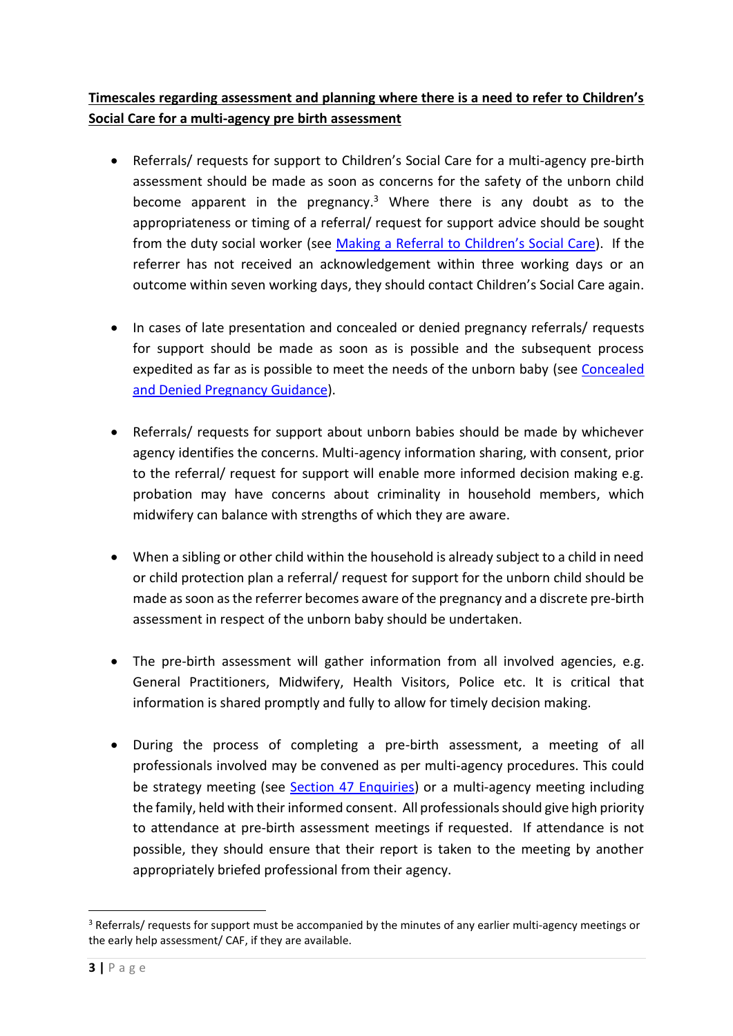**Timescales regarding assessment and planning where there is a need to refer to Children's Social Care for a multi-agency pre birth assessment**

- Referrals/ requests for support to Children's Social Care for a multi-agency pre-birth assessment should be made as soon as concerns for the safety of the unborn child become apparent in the pregnancy.[3] Where there is any doubt as to the appropriateness or timing of a referral/ request for support advice should be sought from the duty social worker (see Making a Referral to Children's Social Care). If the referrer has not received an acknowledgement within three working days or an outcome within seven working days, they should contact Children's Social Care again.

- In cases of late presentation and concealed or denied pregnancy referrals/ requests for support should be made as soon as is possible and the subsequent process expedited as far as is possible to meet the needs of the unborn baby (see Concealed and Denied Pregnancy Guidance).

- Referrals/ requests for support about unborn babies should be made by whichever agency identifies the concerns. Multi-agency information sharing, with consent, prior to the referral/ request for support will enable more informed decision making e.g. probation may have concerns about criminality in household members, which midwifery can balance with strengths of which they are aware.

- When a sibling or other child within the household is already subject to a child in need or child protection plan a referral/ request for support for the unborn child should be made as soon as the referrer becomes aware of the pregnancy and a discrete pre-birth assessment in respect of the unborn baby should be undertaken.

- The pre-birth assessment will gather information from all involved agencies, e.g. General Practitioners, Midwifery, Health Visitors, Police etc. It is critical that information is shared promptly and fully to allow for timely decision making.

- During the process of completing a pre-birth assessment, a meeting of all professionals involved may be convened as per multi-agency procedures. This could be strategy meeting (see Section 47 Enquiries) or a multi-agency meeting including the family, held with their informed consent. All professionals should give high priority to attendance at pre-birth assessment meetings if requested. If attendance is not possible, they should ensure that their report is taken to the meeting by another appropriately briefed professional from their agency.

[3] Referrals/ requests for support must be accompanied by the minutes of any earlier multi-agency meetings or the early help assessment/ CAF, if they are available.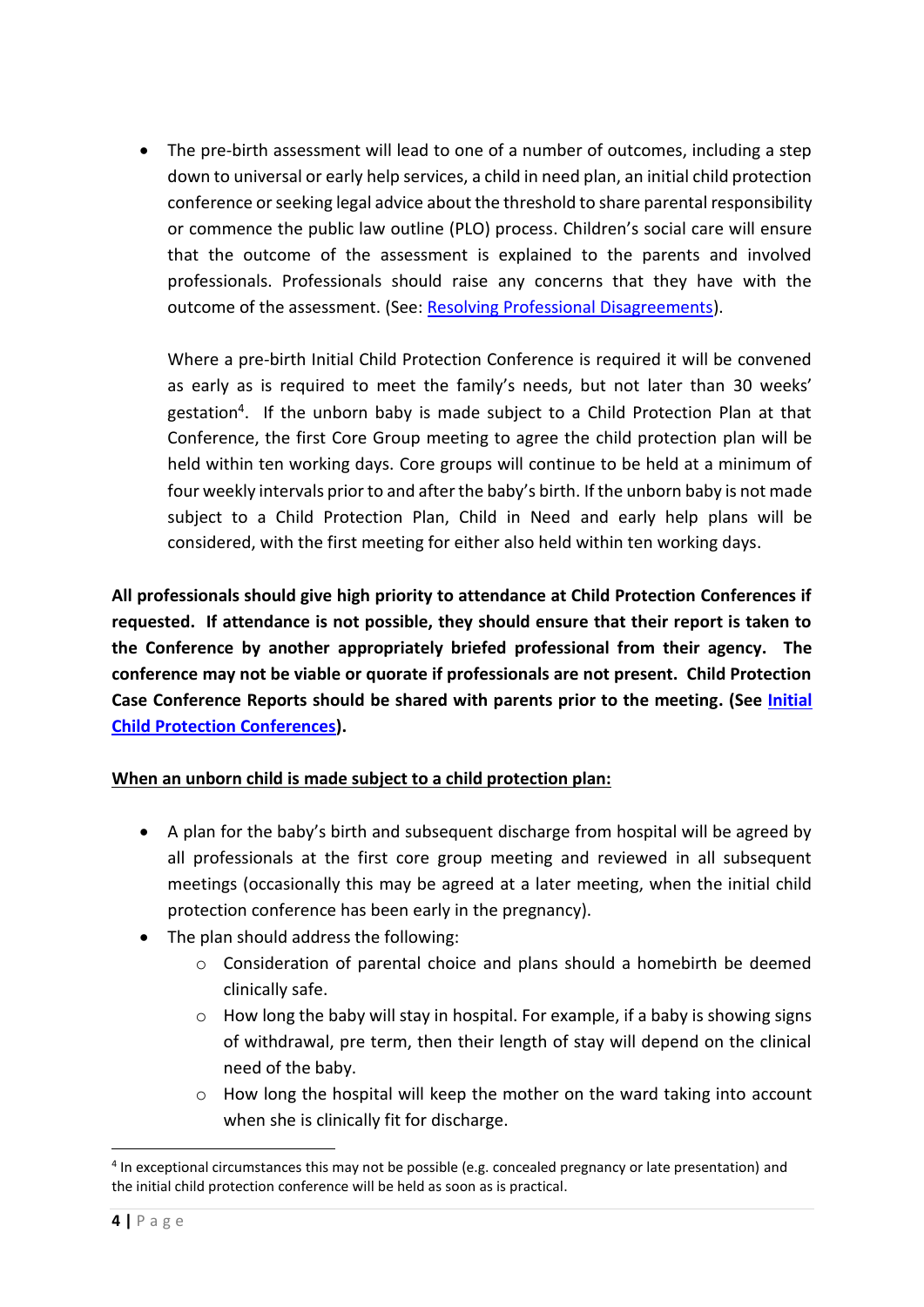- The pre-birth assessment will lead to one of a number of outcomes, including a step down to universal or early help services, a child in need plan, an initial child protection conference or seeking legal advice about the threshold to share parental responsibility or commence the public law outline (PLO) process. Children's social care will ensure that the outcome of the assessment is explained to the parents and involved professionals. Professionals should raise any concerns that they have with the outcome of the assessment. (See: Resolving Professional Disagreements).

  Where a pre-birth Initial Child Protection Conference is required it will be convened as early as is required to meet the family's needs, but not later than 30 weeks' gestation[4]. If the unborn baby is made subject to a Child Protection Plan at that Conference, the first Core Group meeting to agree the child protection plan will be held within ten working days. Core groups will continue to be held at a minimum of four weekly intervals prior to and after the baby's birth. If the unborn baby is not made subject to a Child Protection Plan, Child in Need and early help plans will be considered, with the first meeting for either also held within ten working days.

**All professionals should give high priority to attendance at Child Protection Conferences if requested. If attendance is not possible, they should ensure that their report is taken to the Conference by another appropriately briefed professional from their agency. The conference may not be viable or quorate if professionals are not present. Child Protection Case Conference Reports should be shared with parents prior to the meeting. (See Initial Child Protection Conferences).**

**When an unborn child is made subject to a child protection plan:**

- A plan for the baby's birth and subsequent discharge from hospital will be agreed by all professionals at the first core group meeting and reviewed in all subsequent meetings (occasionally this may be agreed at a later meeting, when the initial child protection conference has been early in the pregnancy).
- The plan should address the following:
  - Consideration of parental choice and plans should a homebirth be deemed clinically safe.
  - How long the baby will stay in hospital. For example, if a baby is showing signs of withdrawal, pre term, then their length of stay will depend on the clinical need of the baby.
  - How long the hospital will keep the mother on the ward taking into account when she is clinically fit for discharge.

[4] In exceptional circumstances this may not be possible (e.g. concealed pregnancy or late presentation) and the initial child protection conference will be held as soon as is practical.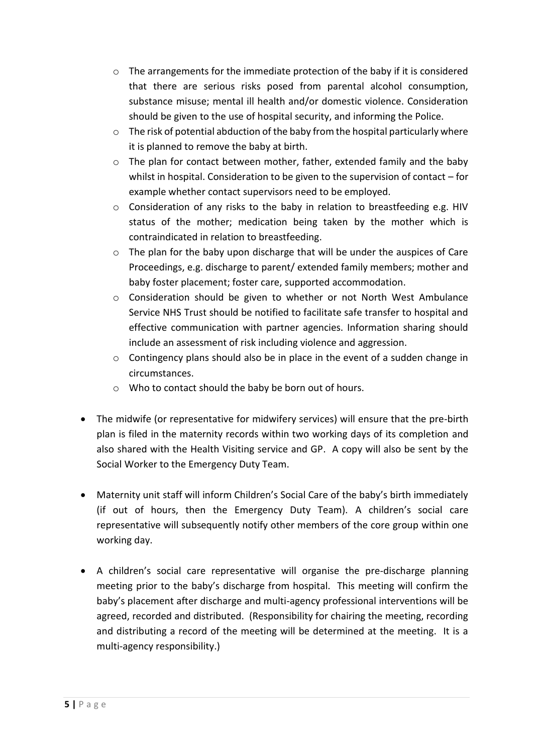- The arrangements for the immediate protection of the baby if it is considered that there are serious risks posed from parental alcohol consumption, substance misuse; mental ill health and/or domestic violence. Consideration should be given to the use of hospital security, and informing the Police.
    - The risk of potential abduction of the baby from the hospital particularly where it is planned to remove the baby at birth.
    - The plan for contact between mother, father, extended family and the baby whilst in hospital. Consideration to be given to the supervision of contact – for example whether contact supervisors need to be employed.
    - Consideration of any risks to the baby in relation to breastfeeding e.g. HIV status of the mother; medication being taken by the mother which is contraindicated in relation to breastfeeding.
    - The plan for the baby upon discharge that will be under the auspices of Care Proceedings, e.g. discharge to parent/ extended family members; mother and baby foster placement; foster care, supported accommodation.
    - Consideration should be given to whether or not North West Ambulance Service NHS Trust should be notified to facilitate safe transfer to hospital and effective communication with partner agencies. Information sharing should include an assessment of risk including violence and aggression.
    - Contingency plans should also be in place in the event of a sudden change in circumstances.
    - Who to contact should the baby be born out of hours.

- The midwife (or representative for midwifery services) will ensure that the pre-birth plan is filed in the maternity records within two working days of its completion and also shared with the Health Visiting service and GP. A copy will also be sent by the Social Worker to the Emergency Duty Team.

- Maternity unit staff will inform Children's Social Care of the baby's birth immediately (if out of hours, then the Emergency Duty Team). A children's social care representative will subsequently notify other members of the core group within one working day.

- A children's social care representative will organise the pre-discharge planning meeting prior to the baby's discharge from hospital. This meeting will confirm the baby's placement after discharge and multi-agency professional interventions will be agreed, recorded and distributed. (Responsibility for chairing the meeting, recording and distributing a record of the meeting will be determined at the meeting. It is a multi-agency responsibility.)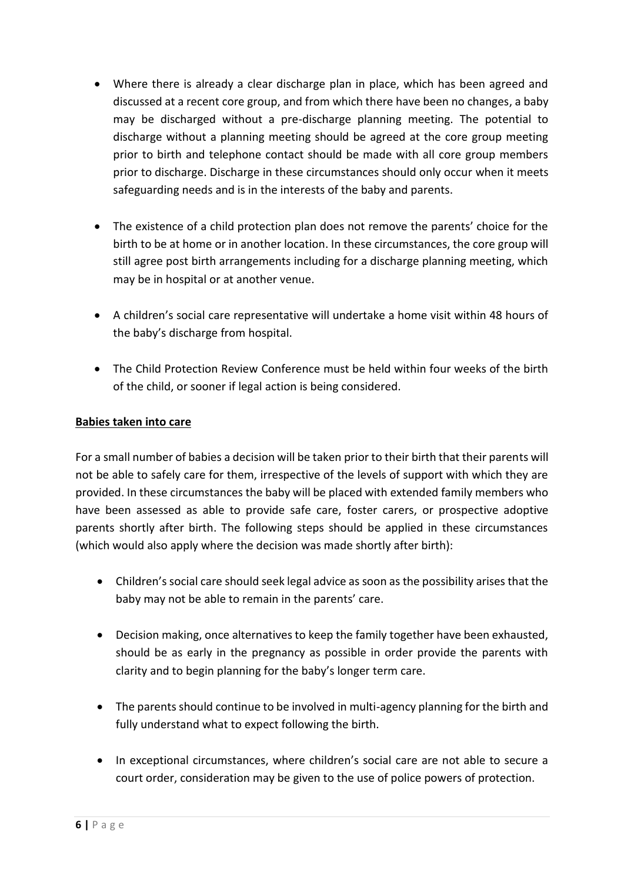- Where there is already a clear discharge plan in place, which has been agreed and discussed at a recent core group, and from which there have been no changes, a baby may be discharged without a pre-discharge planning meeting. The potential to discharge without a planning meeting should be agreed at the core group meeting prior to birth and telephone contact should be made with all core group members prior to discharge. Discharge in these circumstances should only occur when it meets safeguarding needs and is in the interests of the baby and parents.

- The existence of a child protection plan does not remove the parents' choice for the birth to be at home or in another location. In these circumstances, the core group will still agree post birth arrangements including for a discharge planning meeting, which may be in hospital or at another venue.

- A children's social care representative will undertake a home visit within 48 hours of the baby's discharge from hospital.

- The Child Protection Review Conference must be held within four weeks of the birth of the child, or sooner if legal action is being considered.

**Babies taken into care**

For a small number of babies a decision will be taken prior to their birth that their parents will not be able to safely care for them, irrespective of the levels of support with which they are provided. In these circumstances the baby will be placed with extended family members who have been assessed as able to provide safe care, foster carers, or prospective adoptive parents shortly after birth. The following steps should be applied in these circumstances (which would also apply where the decision was made shortly after birth):

- Children's social care should seek legal advice as soon as the possibility arises that the baby may not be able to remain in the parents' care.

- Decision making, once alternatives to keep the family together have been exhausted, should be as early in the pregnancy as possible in order provide the parents with clarity and to begin planning for the baby's longer term care.

- The parents should continue to be involved in multi-agency planning for the birth and fully understand what to expect following the birth.

- In exceptional circumstances, where children's social care are not able to secure a court order, consideration may be given to the use of police powers of protection.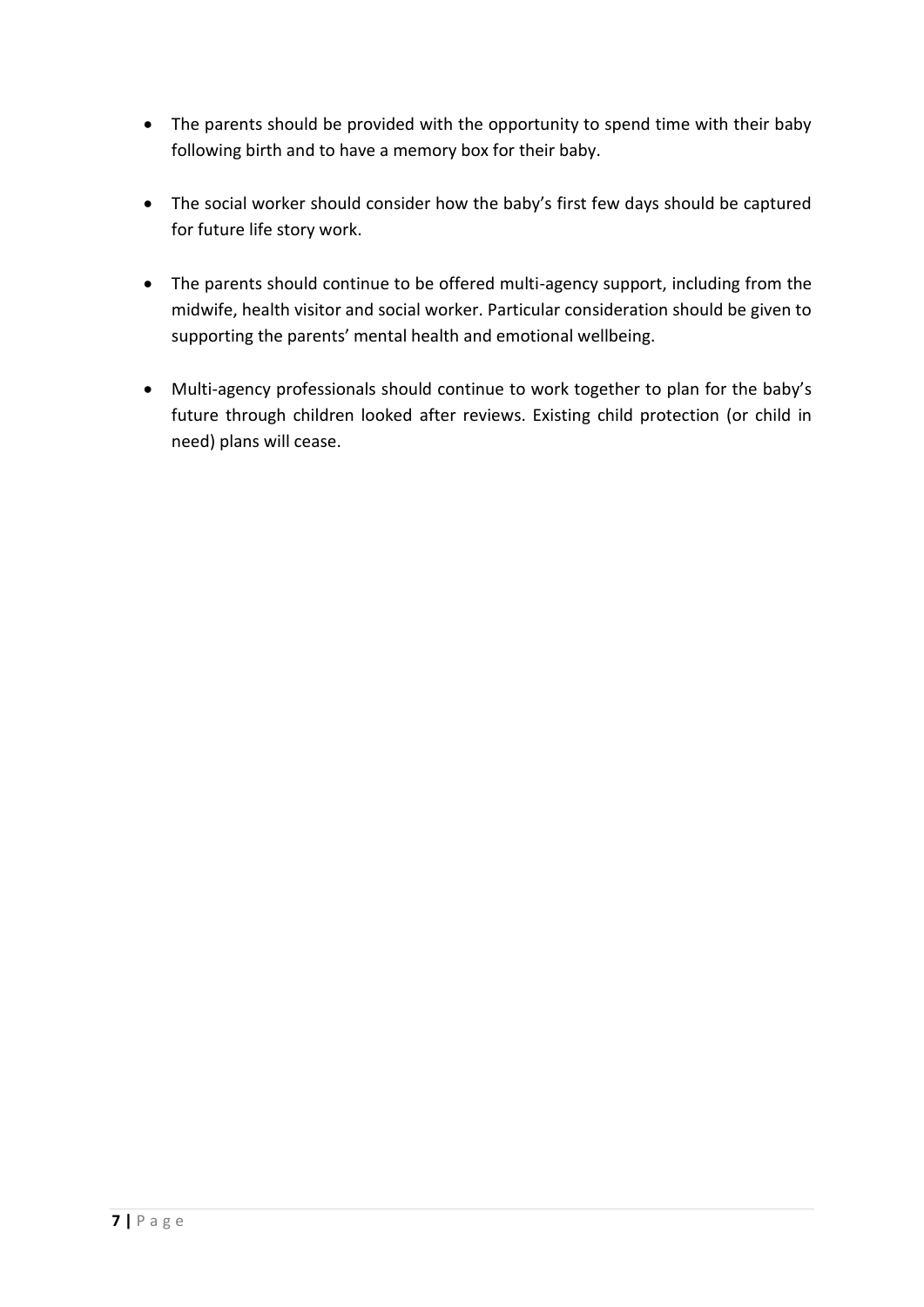- The parents should be provided with the opportunity to spend time with their baby following birth and to have a memory box for their baby.

- The social worker should consider how the baby's first few days should be captured for future life story work.

- The parents should continue to be offered multi-agency support, including from the midwife, health visitor and social worker. Particular consideration should be given to supporting the parents' mental health and emotional wellbeing.

- Multi-agency professionals should continue to work together to plan for the baby's future through children looked after reviews. Existing child protection (or child in need) plans will cease.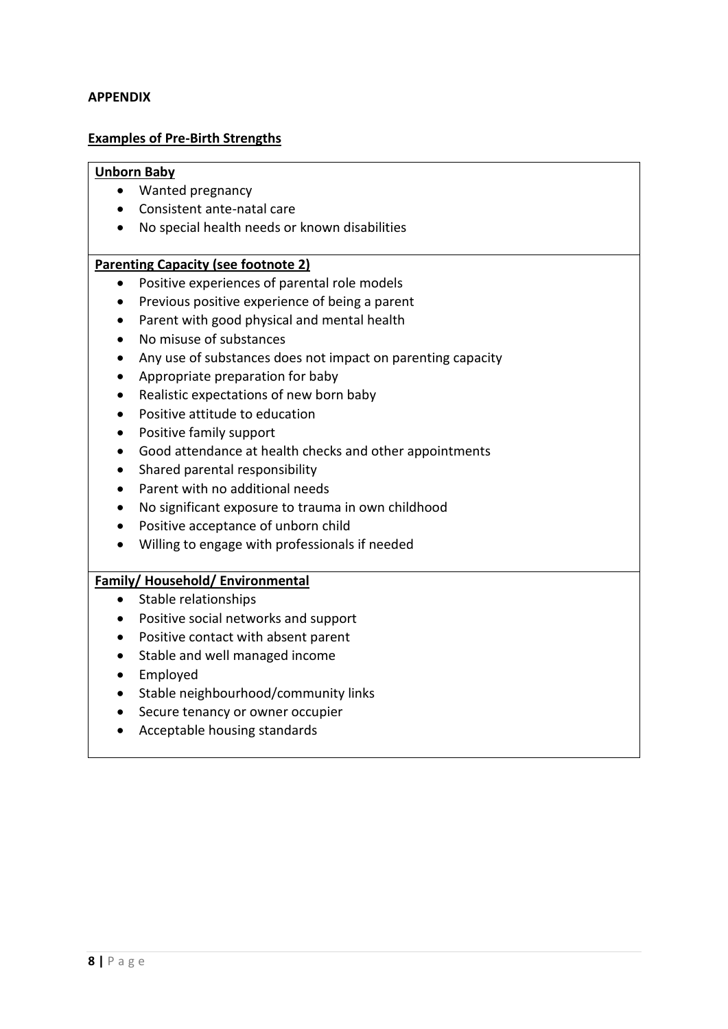**APPENDIX**

**Examples of Pre-Birth Strengths**

**Unborn Baby**

- Wanted pregnancy
- Consistent ante-natal care
- No special health needs or known disabilities

**Parenting Capacity (see footnote 2)**

- Positive experiences of parental role models
- Previous positive experience of being a parent
- Parent with good physical and mental health
- No misuse of substances
- Any use of substances does not impact on parenting capacity
- Appropriate preparation for baby
- Realistic expectations of new born baby
- Positive attitude to education
- Positive family support
- Good attendance at health checks and other appointments
- Shared parental responsibility
- Parent with no additional needs
- No significant exposure to trauma in own childhood
- Positive acceptance of unborn child
- Willing to engage with professionals if needed

**Family/ Household/ Environmental**

- Stable relationships
- Positive social networks and support
- Positive contact with absent parent
- Stable and well managed income
- Employed
- Stable neighbourhood/community links
- Secure tenancy or owner occupier
- Acceptable housing standards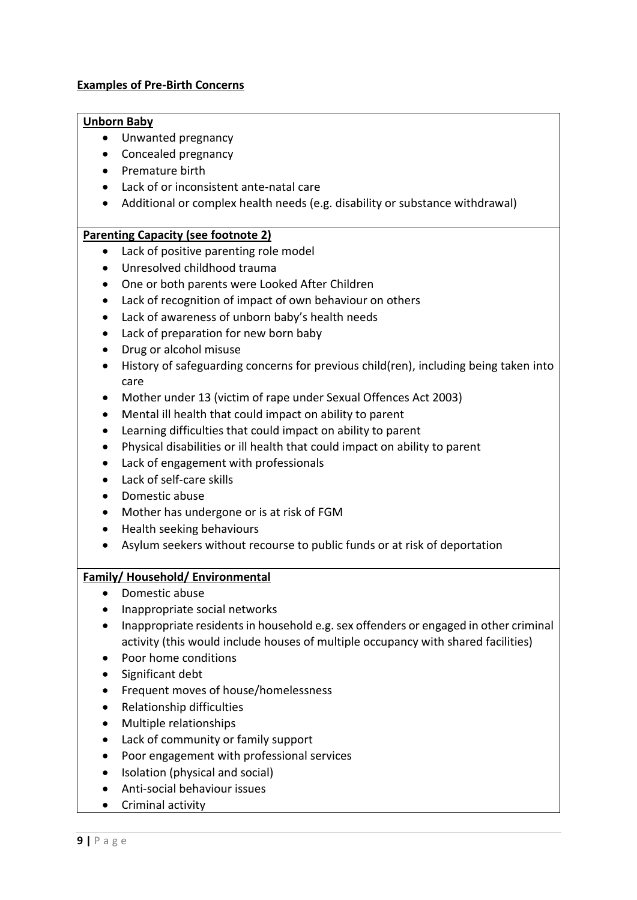**Examples of Pre-Birth Concerns**

**Unborn Baby**

- Unwanted pregnancy
- Concealed pregnancy
- Premature birth
- Lack of or inconsistent ante-natal care
- Additional or complex health needs (e.g. disability or substance withdrawal)

**Parenting Capacity (see footnote 2)**

- Lack of positive parenting role model
- Unresolved childhood trauma
- One or both parents were Looked After Children
- Lack of recognition of impact of own behaviour on others
- Lack of awareness of unborn baby's health needs
- Lack of preparation for new born baby
- Drug or alcohol misuse
- History of safeguarding concerns for previous child(ren), including being taken into care
- Mother under 13 (victim of rape under Sexual Offences Act 2003)
- Mental ill health that could impact on ability to parent
- Learning difficulties that could impact on ability to parent
- Physical disabilities or ill health that could impact on ability to parent
- Lack of engagement with professionals
- Lack of self-care skills
- Domestic abuse
- Mother has undergone or is at risk of FGM
- Health seeking behaviours
- Asylum seekers without recourse to public funds or at risk of deportation

**Family/ Household/ Environmental**

- Domestic abuse
- Inappropriate social networks
- Inappropriate residents in household e.g. sex offenders or engaged in other criminal activity (this would include houses of multiple occupancy with shared facilities)
- Poor home conditions
- Significant debt
- Frequent moves of house/homelessness
- Relationship difficulties
- Multiple relationships
- Lack of community or family support
- Poor engagement with professional services
- Isolation (physical and social)
- Anti-social behaviour issues
- Criminal activity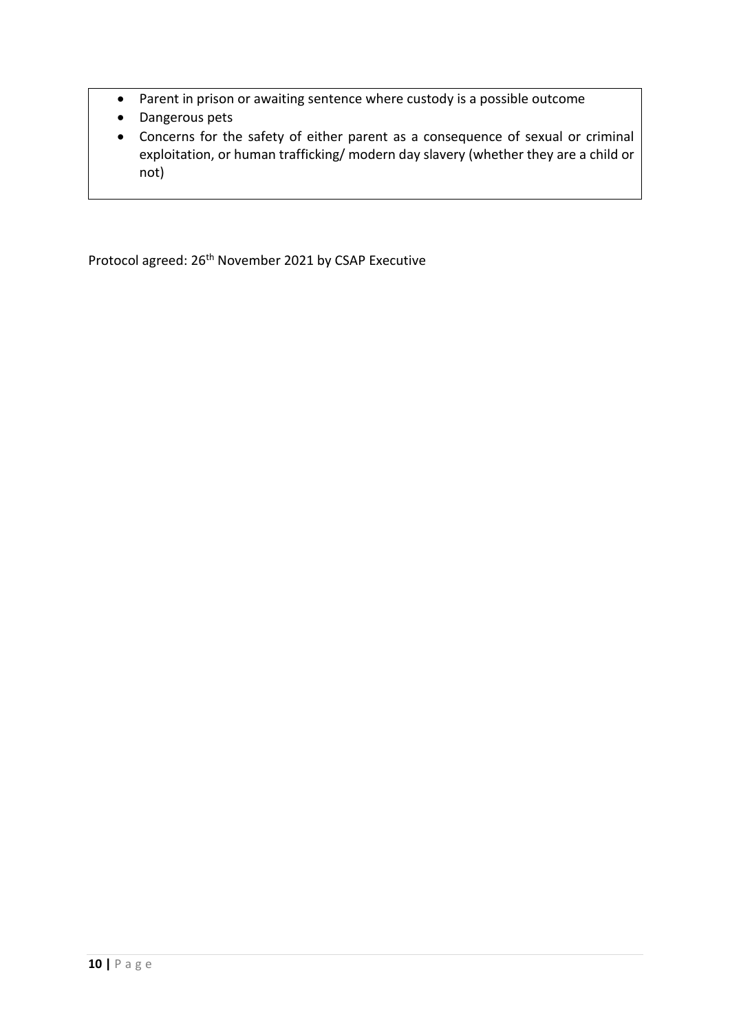- Parent in prison or awaiting sentence where custody is a possible outcome
- Dangerous pets
- Concerns for the safety of either parent as a consequence of sexual or criminal exploitation, or human trafficking/ modern day slavery (whether they are a child or not)

Protocol agreed: 26th November 2021 by CSAP Executive